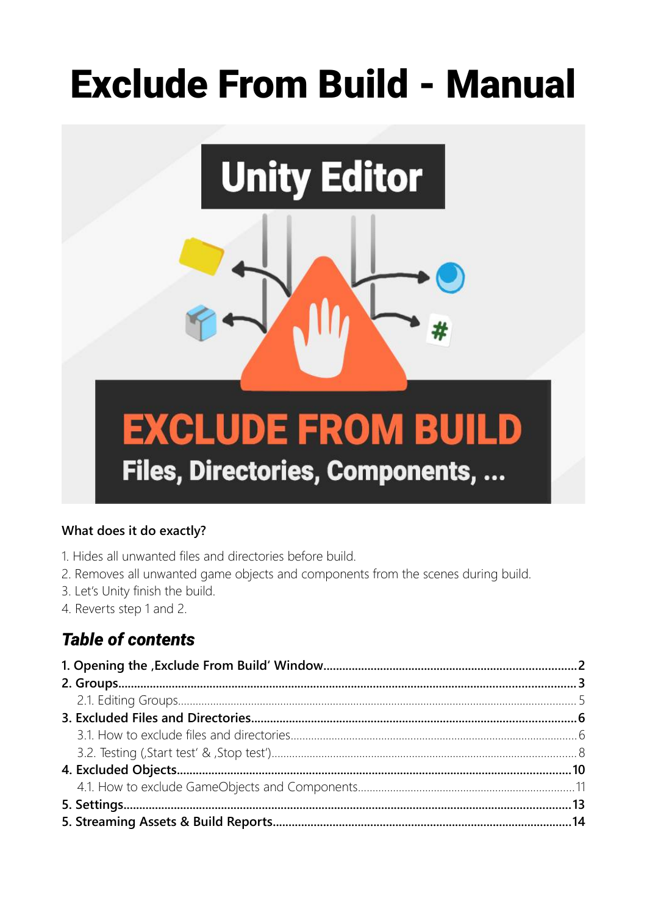# Exclude From Build - Manual

**What does it do exactly?**

1. Hides all unwanted files and directories before build.
2. Removes all unwanted game objects and components from the scenes during build.
3. Let's Unity finish the build.
4. Reverts step 1 and 2.

## *Table of contents*

**1. Opening the ‚Exclude From Build' Window**.......................................................................**2**
**2. Groups**..........................................................................................................................**3**
  2.1. Editing Groups.................................................................................................................5
**3. Excluded Files and Directories**.......................................................................................**6**
  3.1. How to exclude files and directories................................................................................6
  3.2. Testing (‚Start test' & ‚Stop test')......................................................................................8
**4. Excluded Objects**............................................................................................................**10**
  4.1. How to exclude GameObjects and Components..............................................................11
**5. Settings**..........................................................................................................................**13**
**5. Streaming Assets & Build Reports**...................................................................................**14**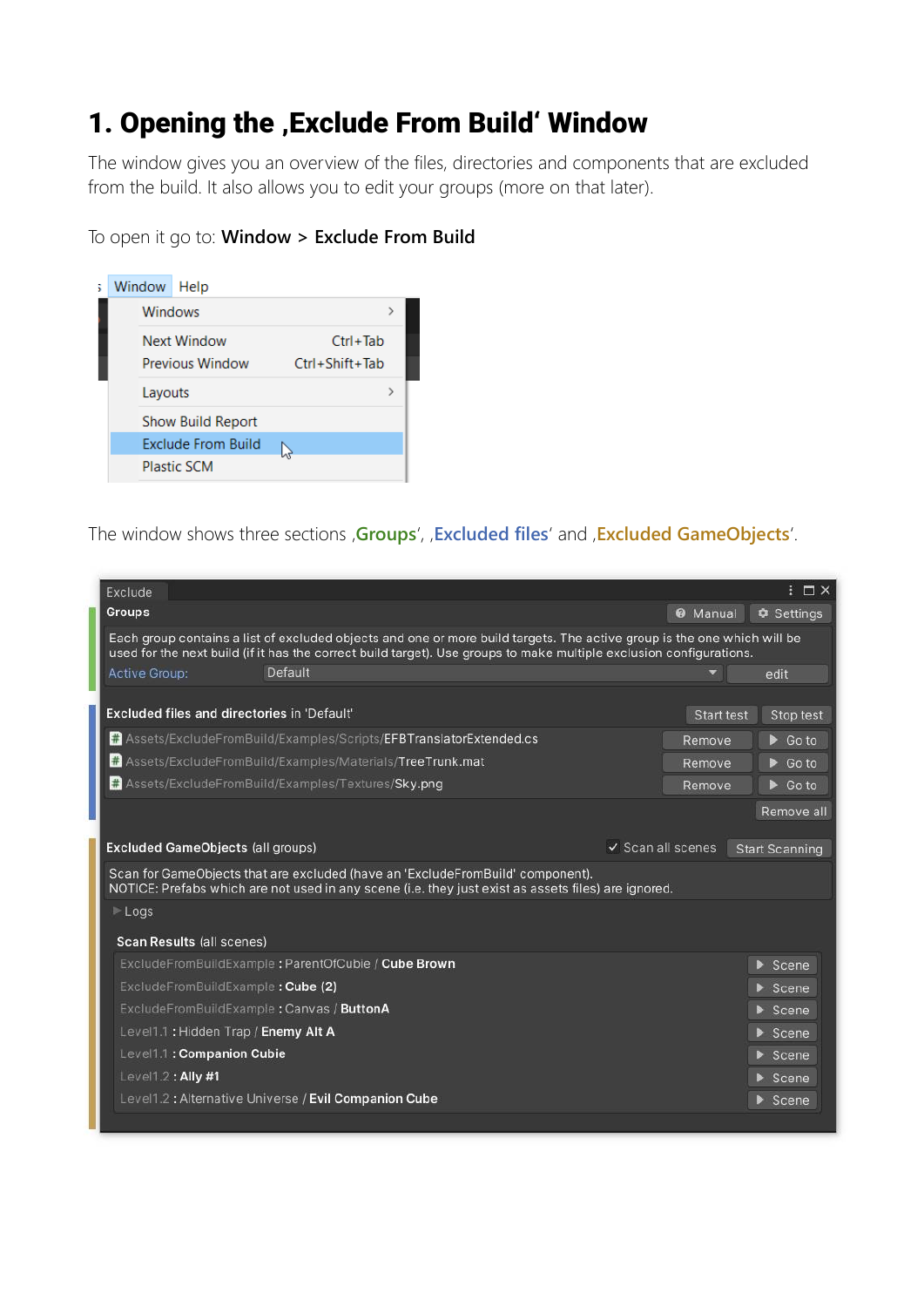# 1. Opening the ‚Exclude From Build' Window

The window gives you an overview of the files, directories and components that are excluded from the build. It also allows you to edit your groups (more on that later).

To open it go to: **Window > Exclude From Build**

The window shows three sections ‚**Groups**', ‚**Excluded files**' and ‚**Excluded GameObjects**'.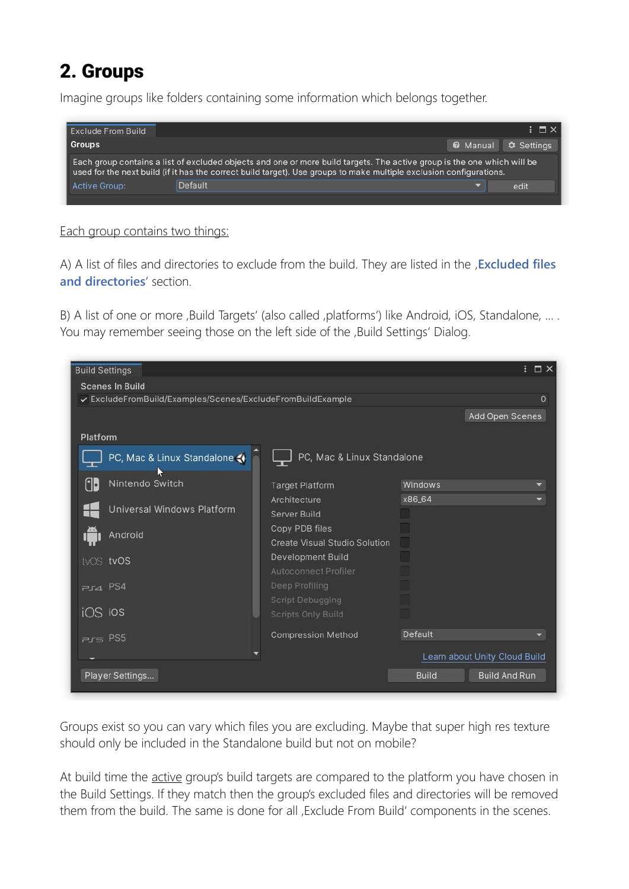## 2. Groups

Imagine groups like folders containing some information which belongs together.

Each group contains two things:

A) A list of files and directories to exclude from the build. They are listed in the ‚**Excluded files and directories**' section.

B) A list of one or more ‚Build Targets' (also called ‚platforms') like Android, iOS, Standalone, ... . You may remember seeing those on the left side of the ‚Build Settings' Dialog.

Groups exist so you can vary which files you are excluding. Maybe that super high res texture should only be included in the Standalone build but not on mobile?

At build time the active group's build targets are compared to the platform you have chosen in the Build Settings. If they match then the group's excluded files and directories will be removed them from the build. The same is done for all ‚Exclude From Build' components in the scenes.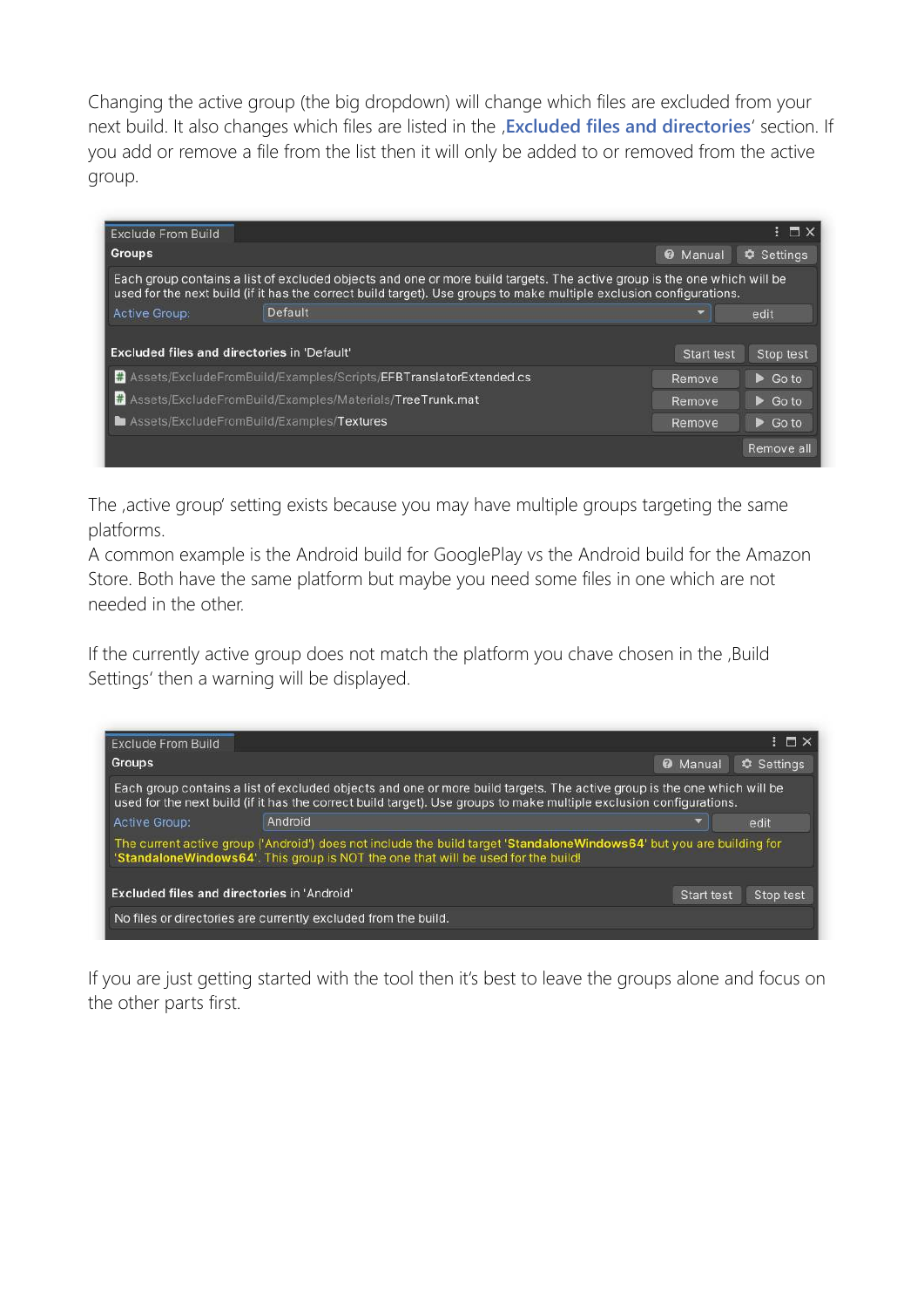Changing the active group (the big dropdown) will change which files are excluded from your next build. It also changes which files are listed in the ‚**Excluded files and directories**' section. If you add or remove a file from the list then it will only be added to or removed from the active group.

The ‚active group' setting exists because you may have multiple groups targeting the same platforms.
A common example is the Android build for GooglePlay vs the Android build for the Amazon Store. Both have the same platform but maybe you need some files in one which are not needed in the other.

If the currently active group does not match the platform you chave chosen in the ‚Build Settings' then a warning will be displayed.

If you are just getting started with the tool then it's best to leave the groups alone and focus on the other parts first.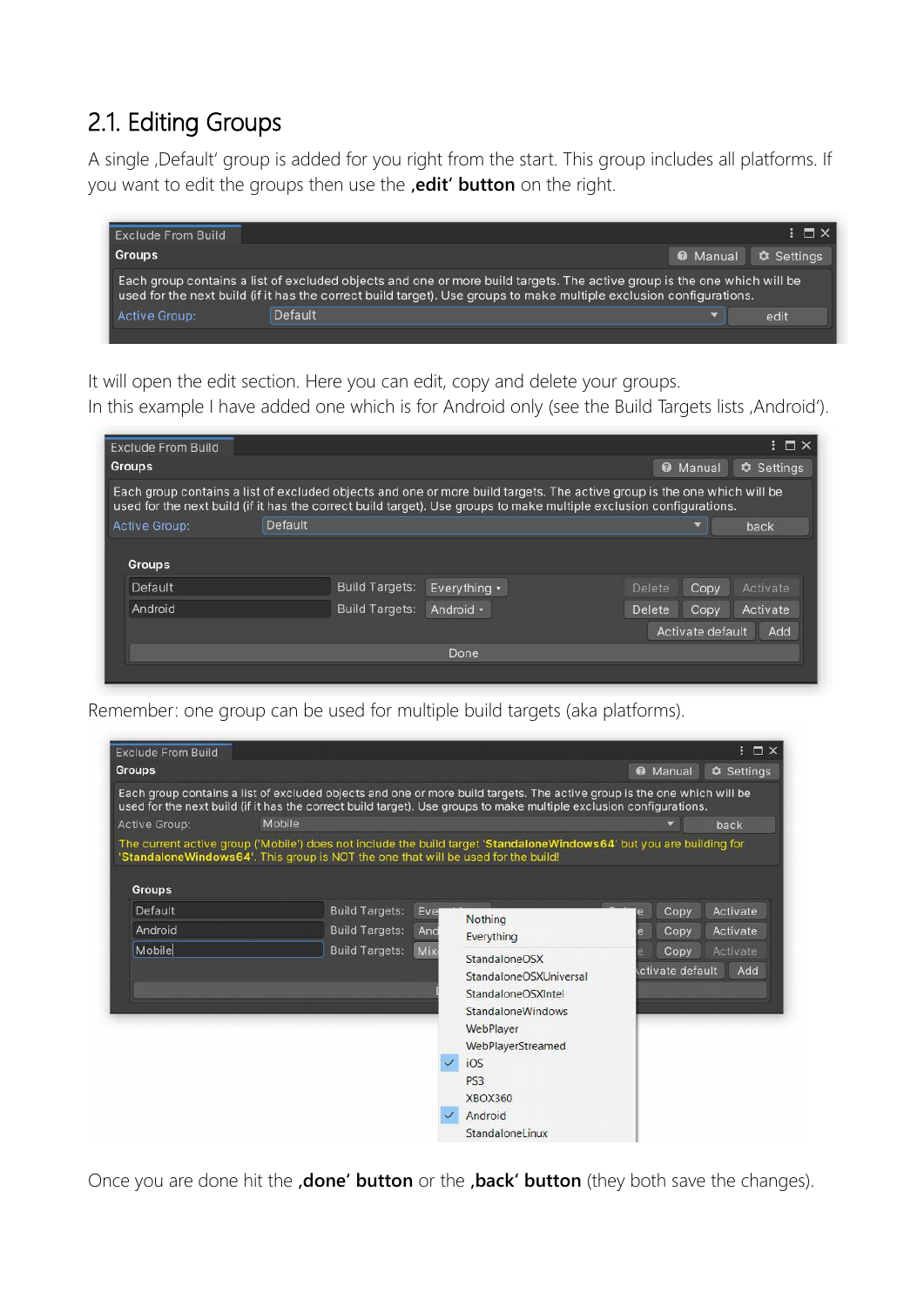## 2.1. Editing Groups

A single ‚Default' group is added for you right from the start. This group includes all platforms. If you want to edit the groups then use the **‚edit' button** on the right.

It will open the edit section. Here you can edit, copy and delete your groups.
In this example I have added one which is for Android only (see the Build Targets lists ‚Android').

Remember: one group can be used for multiple build targets (aka platforms).

Once you are done hit the **‚done' button** or the **‚back' button** (they both save the changes).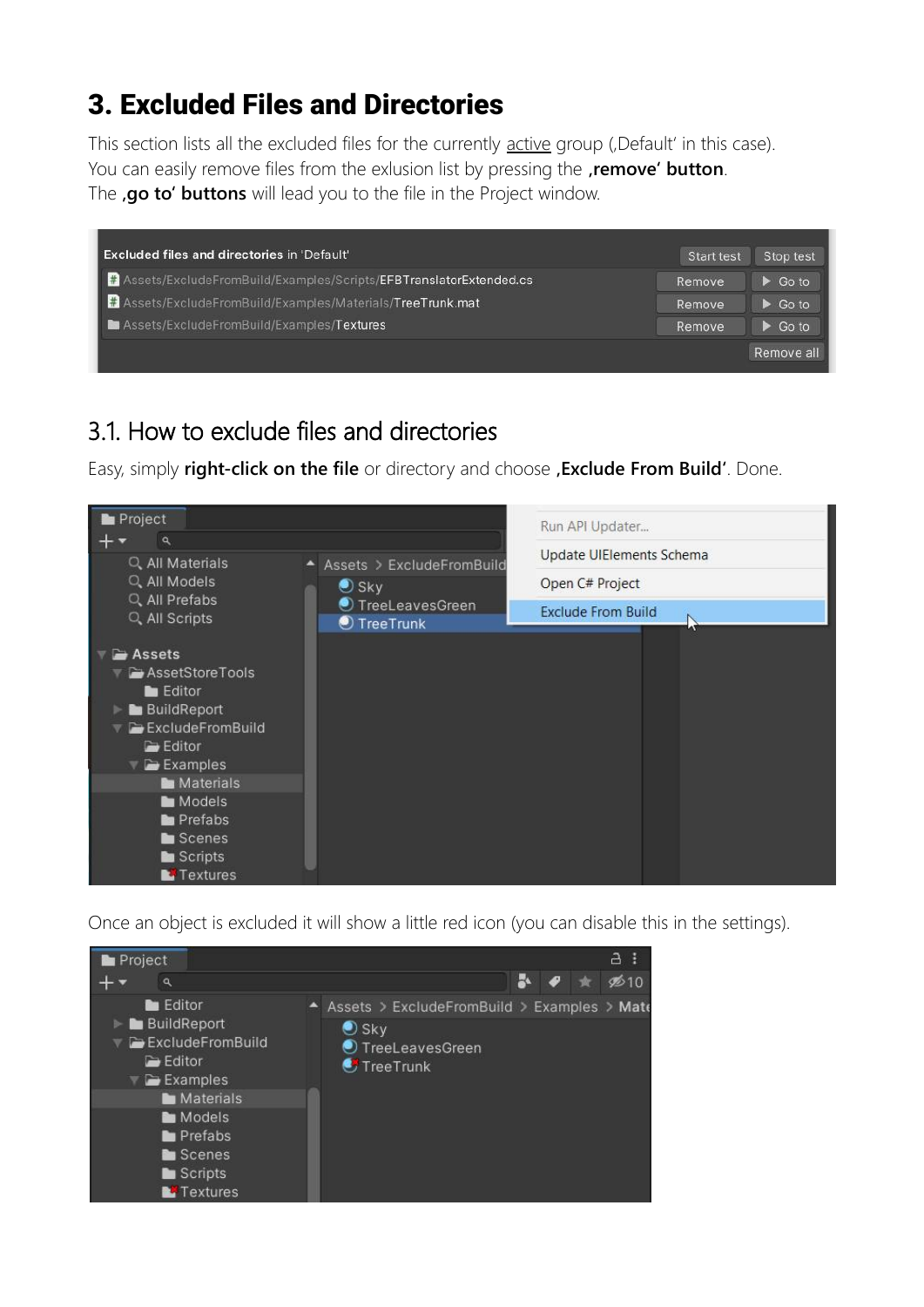# 3. Excluded Files and Directories

This section lists all the excluded files for the currently active group (‚Default' in this case). You can easily remove files from the exlusion list by pressing the **‚remove' button**. The **‚go to' buttons** will lead you to the file in the Project window.

## 3.1. How to exclude files and directories

Easy, simply **right-click on the file** or directory and choose **‚Exclude From Build'**. Done.

Once an object is excluded it will show a little red icon (you can disable this in the settings).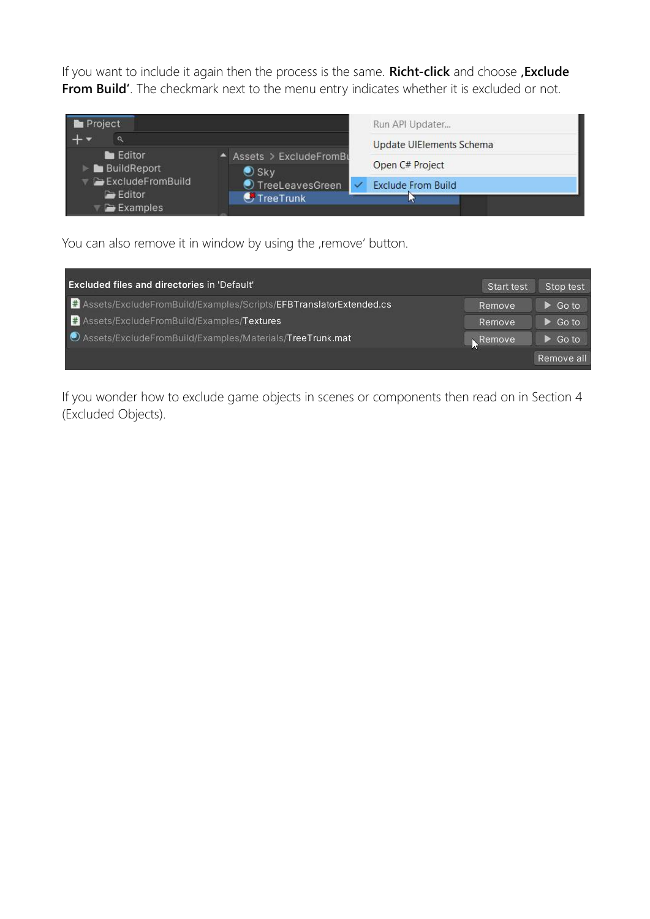If you want to include it again then the process is the same. **Richt-click** and choose **‚Exclude From Build'**. The checkmark next to the menu entry indicates whether it is excluded or not.

You can also remove it in window by using the ‚remove' button.

If you wonder how to exclude game objects in scenes or components then read on in Section 4 (Excluded Objects).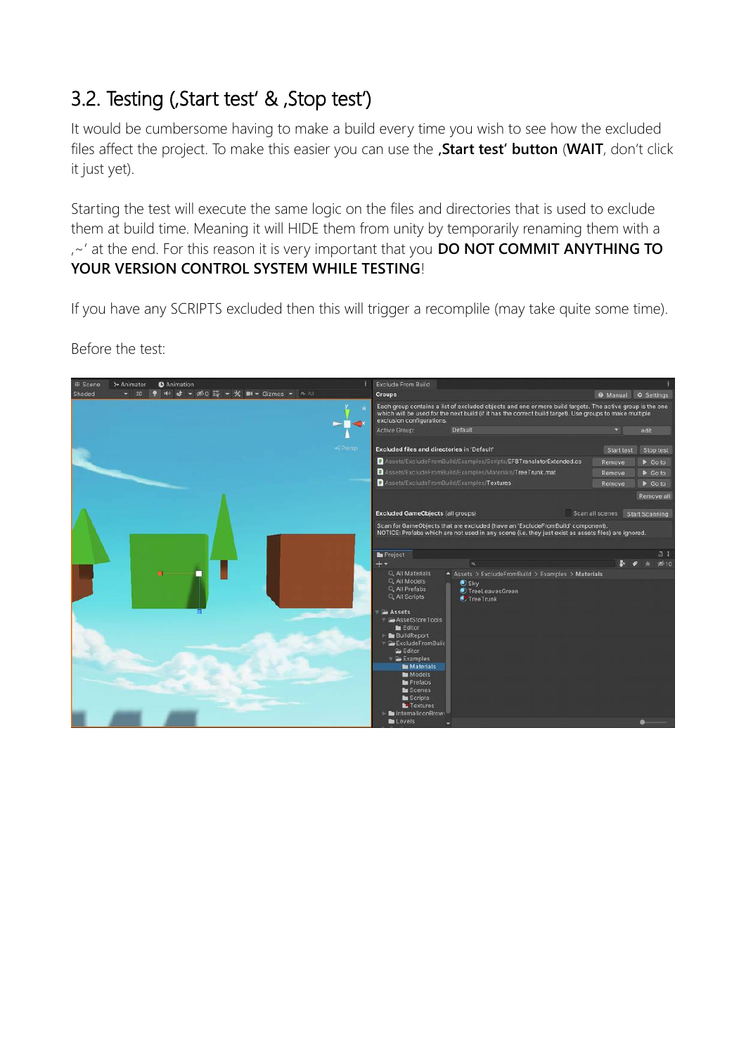## 3.2. Testing (‚Start test' & ‚Stop test')

It would be cumbersome having to make a build every time you wish to see how the excluded files affect the project. To make this easier you can use the **‚Start test' button** (**WAIT**, don't click it just yet).

Starting the test will execute the same logic on the files and directories that is used to exclude them at build time. Meaning it will HIDE them from unity by temporarily renaming them with a ‚~' at the end. For this reason it is very important that you **DO NOT COMMIT ANYTHING TO YOUR VERSION CONTROL SYSTEM WHILE TESTING**!

If you have any SCRIPTS excluded then this will trigger a recomplile (may take quite some time).

Before the test: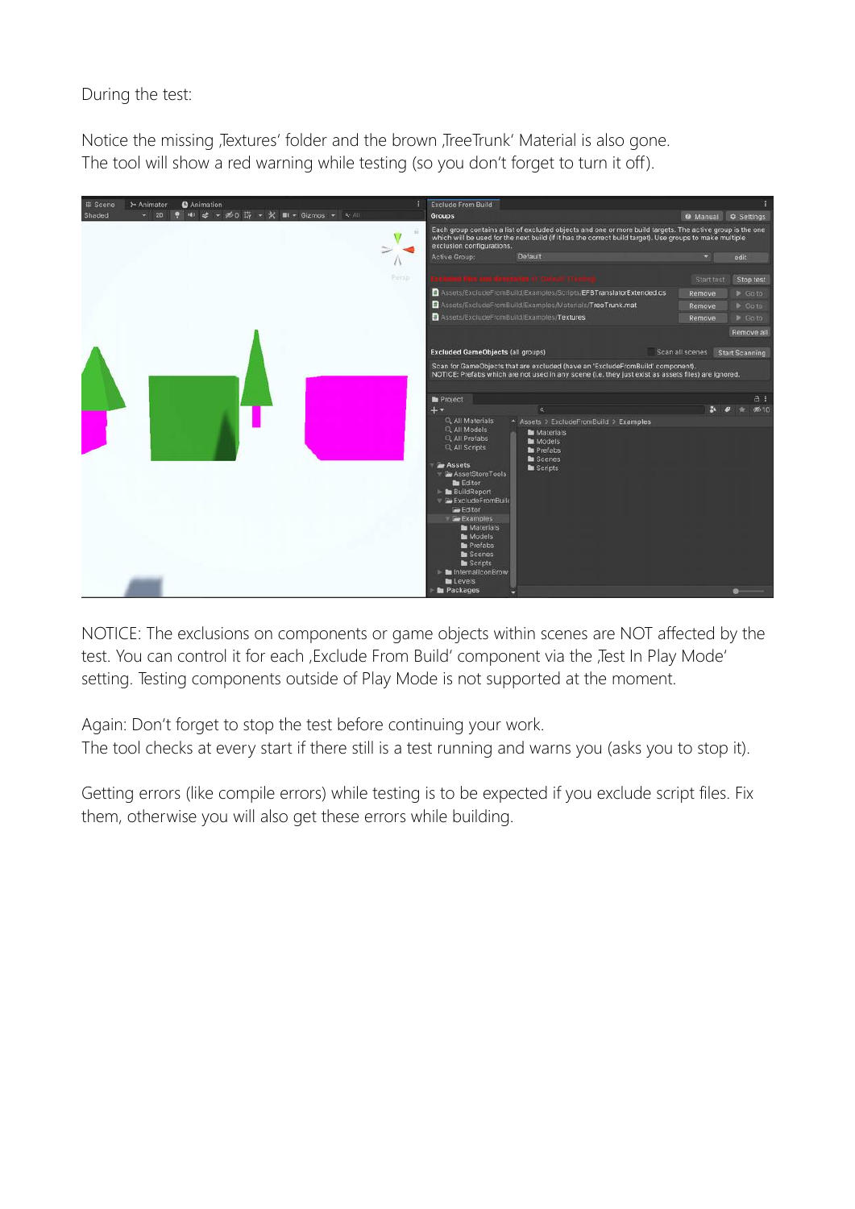During the test:

Notice the missing ‚Textures' folder and the brown ‚TreeTrunk' Material is also gone.
The tool will show a red warning while testing (so you don't forget to turn it off).

NOTICE: The exclusions on components or game objects within scenes are NOT affected by the test. You can control it for each ‚Exclude From Build' component via the ‚Test In Play Mode' setting. Testing components outside of Play Mode is not supported at the moment.

Again: Don't forget to stop the test before continuing your work.
The tool checks at every start if there still is a test running and warns you (asks you to stop it).

Getting errors (like compile errors) while testing is to be expected if you exclude script files. Fix them, otherwise you will also get these errors while building.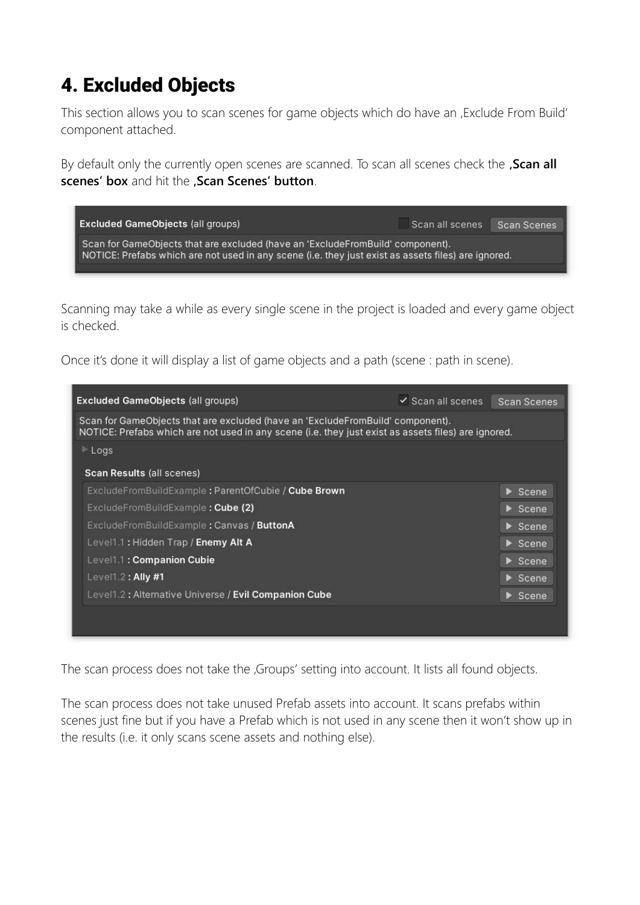# 4. Excluded Objects

This section allows you to scan scenes for game objects which do have an ‚Exclude From Build' component attached.

By default only the currently open scenes are scanned. To scan all scenes check the **‚Scan all scenes' box** and hit the **‚Scan Scenes' button**.

Scanning may take a while as every single scene in the project is loaded and every game object is checked.

Once it's done it will display a list of game objects and a path (scene : path in scene).

The scan process does not take the ‚Groups' setting into account. It lists all found objects.

The scan process does not take unused Prefab assets into account. It scans prefabs within scenes just fine but if you have a Prefab which is not used in any scene then it won't show up in the results (i.e. it only scans scene assets and nothing else).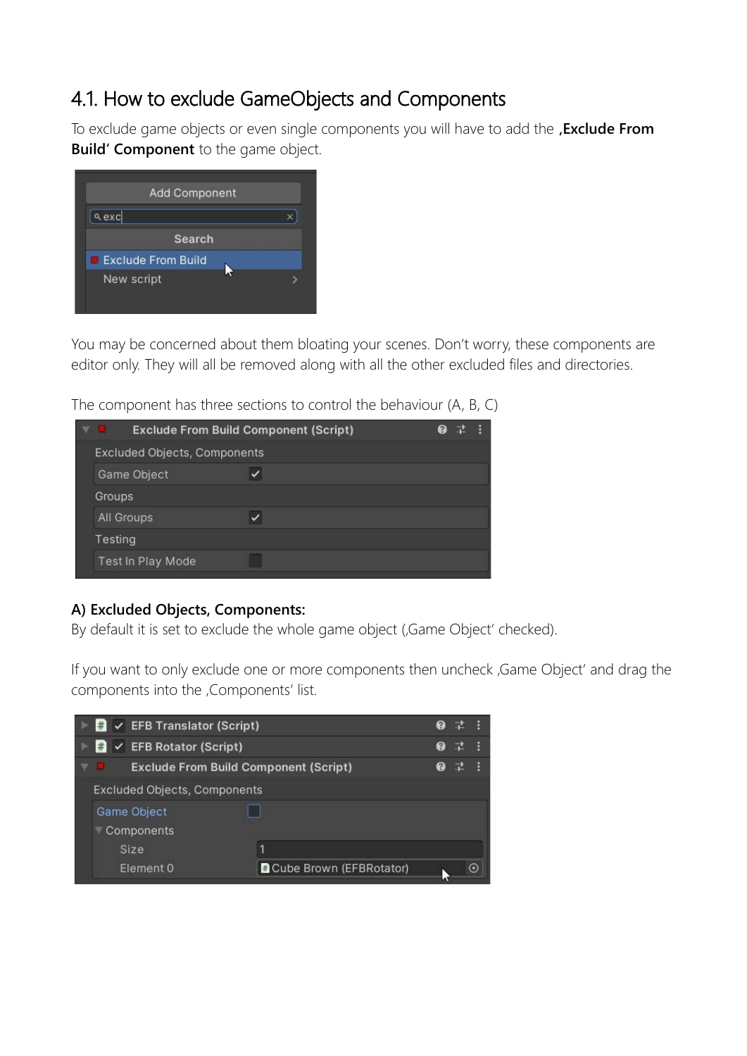# 4.1. How to exclude GameObjects and Components

To exclude game objects or even single components you will have to add the **‚Exclude From Build‘ Component** to the game object.

You may be concerned about them bloating your scenes. Don't worry, these components are editor only. They will all be removed along with all the other excluded files and directories.

The component has three sections to control the behaviour (A, B, C)

**A) Excluded Objects, Components:**
By default it is set to exclude the whole game object (‚Game Object' checked).

If you want to only exclude one or more components then uncheck ‚Game Object' and drag the components into the ‚Components' list.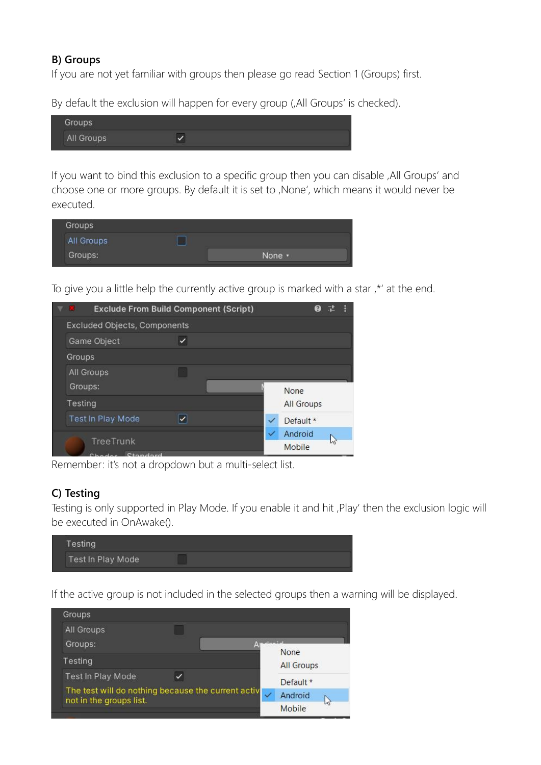### B) Groups

If you are not yet familiar with groups then please go read Section 1 (Groups) first.

By default the exclusion will happen for every group (‚All Groups' is checked).

If you want to bind this exclusion to a specific group then you can disable ‚All Groups' and choose one or more groups. By default it is set to ‚None', which means it would never be executed.

To give you a little help the currently active group is marked with a star ‚*' at the end.

Remember: it's not a dropdown but a multi-select list.

### C) Testing

Testing is only supported in Play Mode. If you enable it and hit ‚Play' then the exclusion logic will be executed in OnAwake().

If the active group is not included in the selected groups then a warning will be displayed.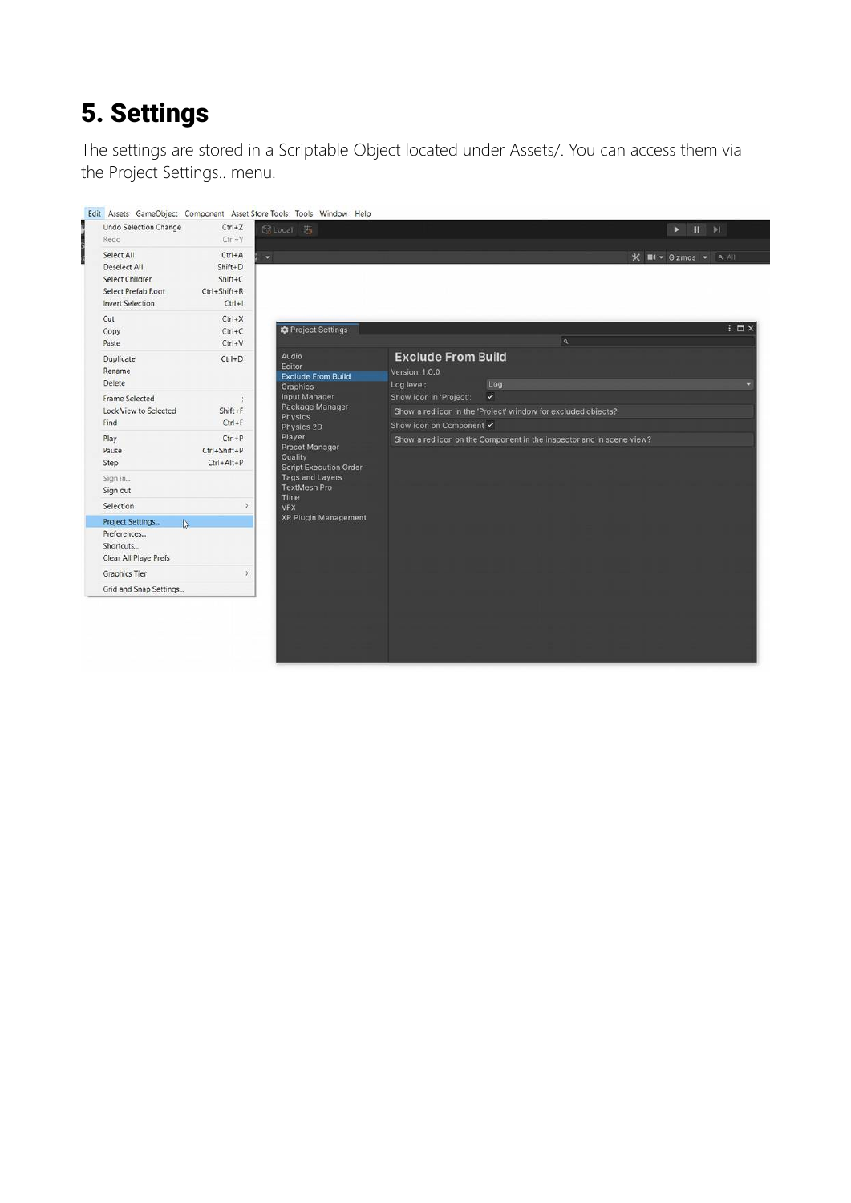## 5. Settings

The settings are stored in a Scriptable Object located under Assets/. You can access them via the Project Settings.. menu.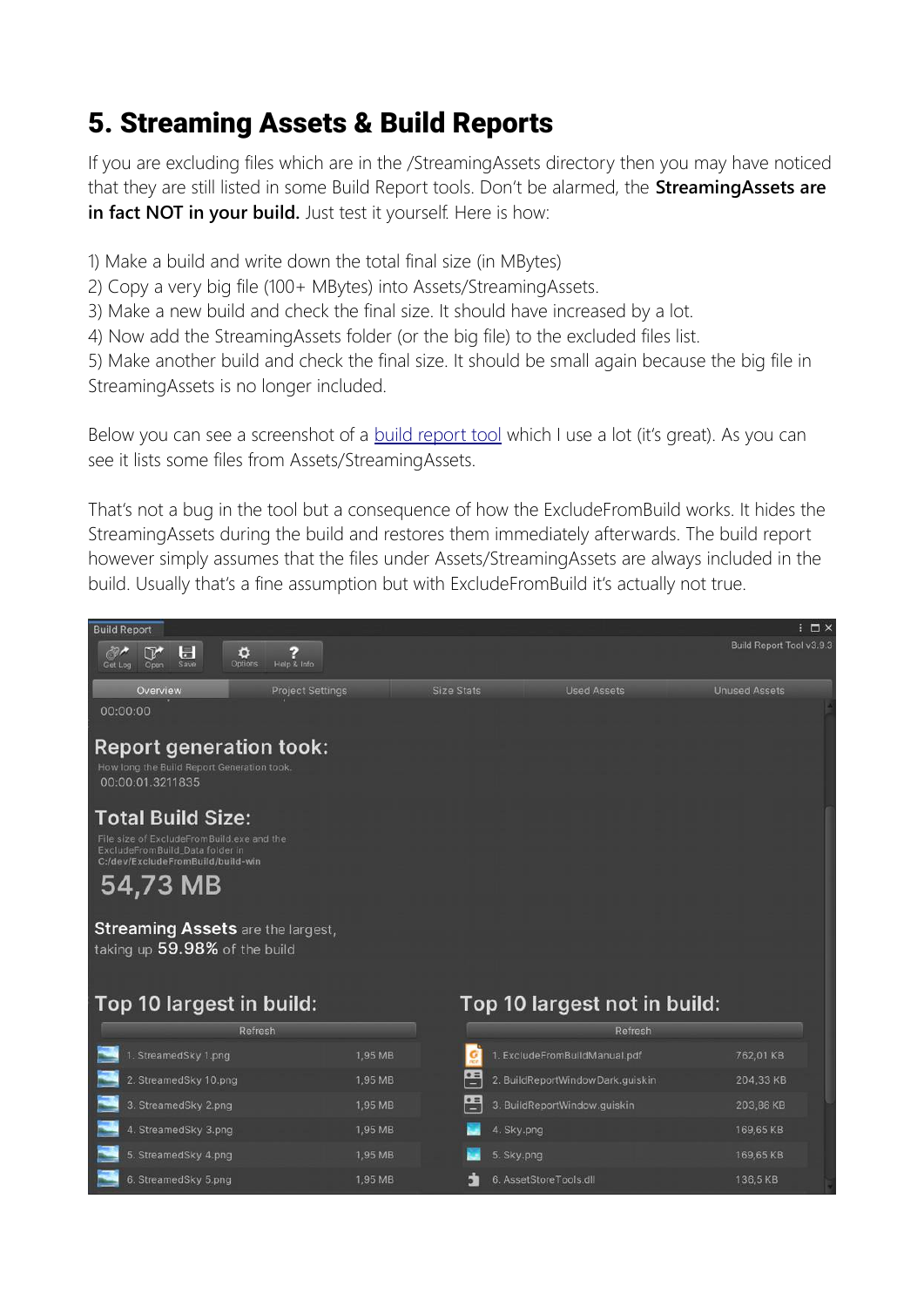## 5. Streaming Assets & Build Reports

If you are excluding files which are in the /StreamingAssets directory then you may have noticed that they are still listed in some Build Report tools. Don't be alarmed, the **StreamingAssets are in fact NOT in your build.** Just test it yourself. Here is how:

1) Make a build and write down the total final size (in MBytes)
2) Copy a very big file (100+ MBytes) into Assets/StreamingAssets.
3) Make a new build and check the final size. It should have increased by a lot.
4) Now add the StreamingAssets folder (or the big file) to the excluded files list.
5) Make another build and check the final size. It should be small again because the big file in StreamingAssets is no longer included.

Below you can see a screenshot of a build report tool which I use a lot (it's great). As you can see it lists some files from Assets/StreamingAssets.

That's not a bug in the tool but a consequence of how the ExcludeFromBuild works. It hides the StreamingAssets during the build and restores them immediately afterwards. The build report however simply assumes that the files under Assets/StreamingAssets are always included in the build. Usually that's a fine assumption but with ExcludeFromBuild it's actually not true.

Build Report

Get Log Open Save Options Help & Info

Build Report Tool v3.9.3

Overview Project Settings Size Stats Used Assets Unused Assets

00:00:00

**Report generation took:**

How long the Build Report Generation took.

00:00:01.3211835

**Total Build Size:**

File size of ExcludeFromBuild.exe and the ExcludeFromBuild_Data folder in C:/dev/ExcludeFromBuild/build-win

54,73 MB

**Streaming Assets** are the largest, taking up **59.98%** of the build

**Top 10 largest in build:**

Refresh

| | |
|---|---|
| 1. StreamedSky 1.png | 1,95 MB |
| 2. StreamedSky 10.png | 1,95 MB |
| 3. StreamedSky 2.png | 1,95 MB |
| 4. StreamedSky 3.png | 1,95 MB |
| 5. StreamedSky 4.png | 1,95 MB |
| 6. StreamedSky 5.png | 1,95 MB |

**Top 10 largest not in build:**

Refresh

| | |
|---|---|
| 1. ExcludeFromBuildManual.pdf | 762,01 KB |
| 2. BuildReportWindowDark.guiskin | 204,33 KB |
| 3. BuildReportWindow.guiskin | 203,86 KB |
| 4. Sky.png | 169,65 KB |
| 5. Sky.png | 169,65 KB |
| 6. AssetStoreTools.dll | 136,5 KB |